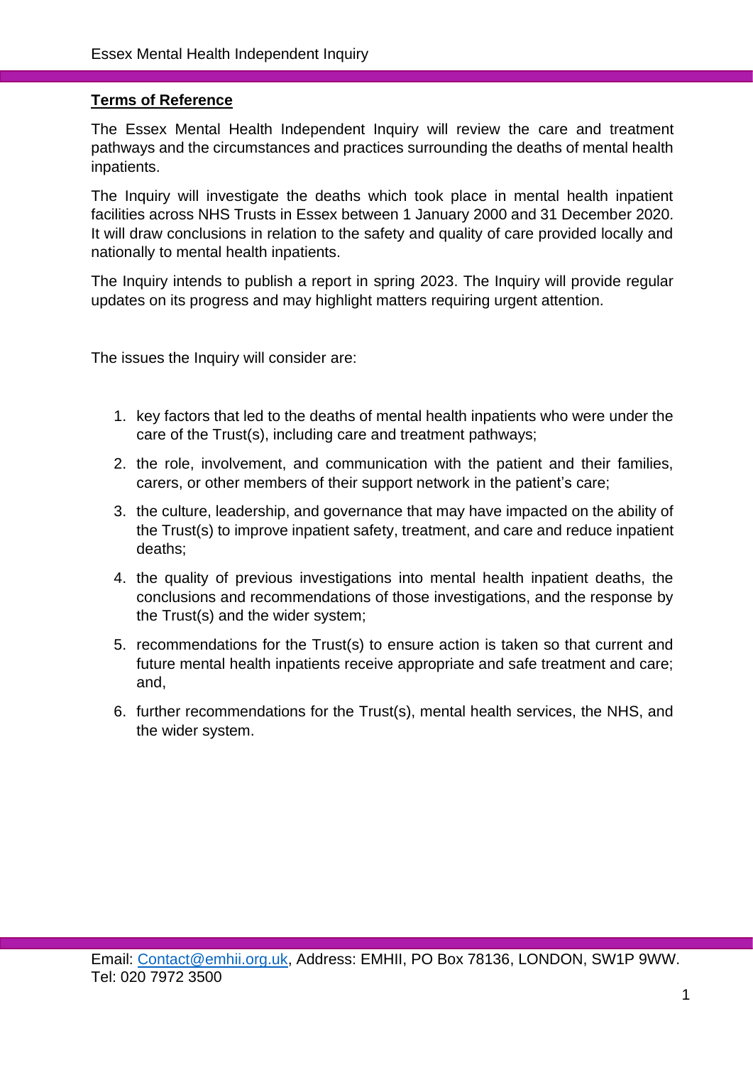## Terms of Reference

The Essex Mental Health Independent Inquiry will review the care and treatment pathways and the circumstances and practices surrounding the deaths of mental health inpatients.

The Inquiry will investigate the deaths which took place in mental health inpatient facilities across NHS Trusts in Essex between 1 January 2000 and 31 December 2020. It will draw conclusions in relation to the safety and quality of care provided locally and nationally to mental health inpatients.

The Inquiry intends to publish a report in spring 2023. The Inquiry will provide regular updates on its progress and may highlight matters requiring urgent attention.

The issues the Inquiry will consider are:

1. key factors that led to the deaths of mental health inpatients who were under the care of the Trust(s), including care and treatment pathways;
2. the role, involvement, and communication with the patient and their families, carers, or other members of their support network in the patient's care;
3. the culture, leadership, and governance that may have impacted on the ability of the Trust(s) to improve inpatient safety, treatment, and care and reduce inpatient deaths;
4. the quality of previous investigations into mental health inpatient deaths, the conclusions and recommendations of those investigations, and the response by the Trust(s) and the wider system;
5. recommendations for the Trust(s) to ensure action is taken so that current and future mental health inpatients receive appropriate and safe treatment and care; and,
6. further recommendations for the Trust(s), mental health services, the NHS, and the wider system.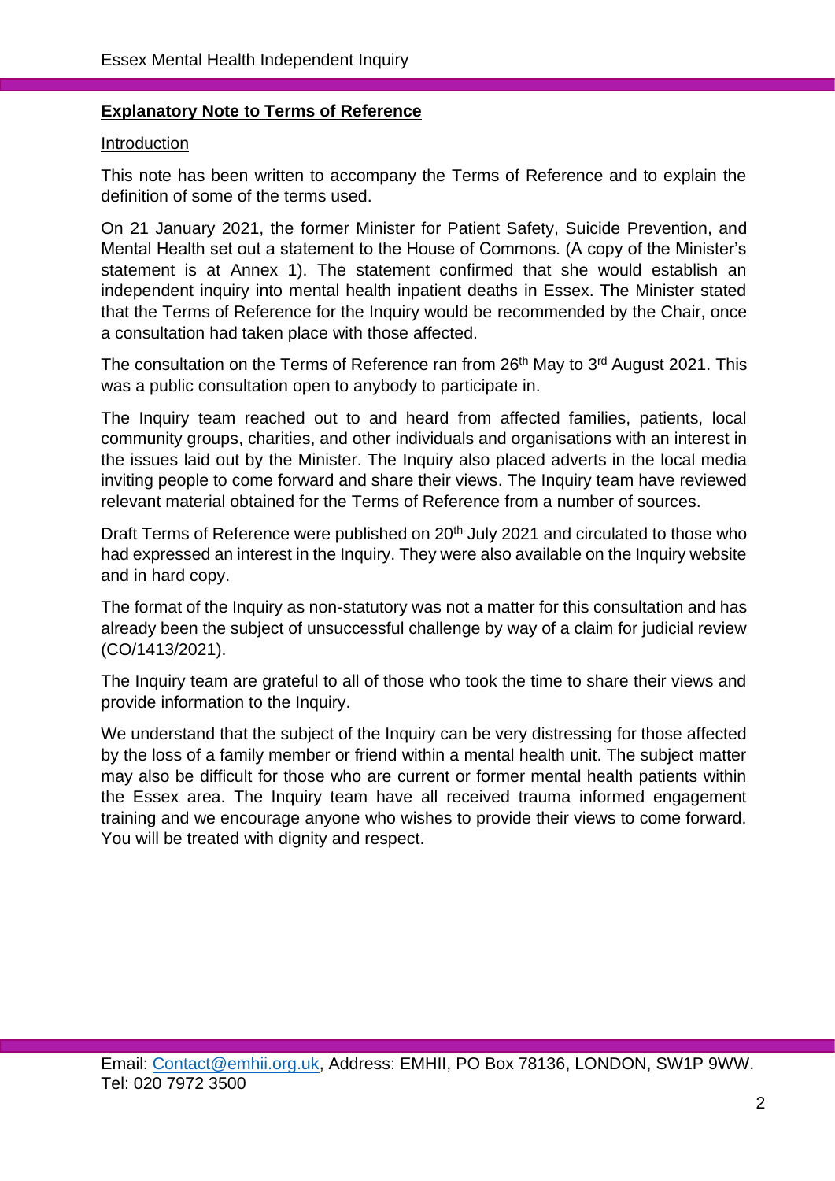**Explanatory Note to Terms of Reference**

Introduction

This note has been written to accompany the Terms of Reference and to explain the definition of some of the terms used.

On 21 January 2021, the former Minister for Patient Safety, Suicide Prevention, and Mental Health set out a statement to the House of Commons. (A copy of the Minister's statement is at Annex 1). The statement confirmed that she would establish an independent inquiry into mental health inpatient deaths in Essex. The Minister stated that the Terms of Reference for the Inquiry would be recommended by the Chair, once a consultation had taken place with those affected.

The consultation on the Terms of Reference ran from 26th May to 3rd August 2021. This was a public consultation open to anybody to participate in.

The Inquiry team reached out to and heard from affected families, patients, local community groups, charities, and other individuals and organisations with an interest in the issues laid out by the Minister. The Inquiry also placed adverts in the local media inviting people to come forward and share their views. The Inquiry team have reviewed relevant material obtained for the Terms of Reference from a number of sources.

Draft Terms of Reference were published on 20th July 2021 and circulated to those who had expressed an interest in the Inquiry. They were also available on the Inquiry website and in hard copy.

The format of the Inquiry as non-statutory was not a matter for this consultation and has already been the subject of unsuccessful challenge by way of a claim for judicial review (CO/1413/2021).

The Inquiry team are grateful to all of those who took the time to share their views and provide information to the Inquiry.

We understand that the subject of the Inquiry can be very distressing for those affected by the loss of a family member or friend within a mental health unit. The subject matter may also be difficult for those who are current or former mental health patients within the Essex area. The Inquiry team have all received trauma informed engagement training and we encourage anyone who wishes to provide their views to come forward. You will be treated with dignity and respect.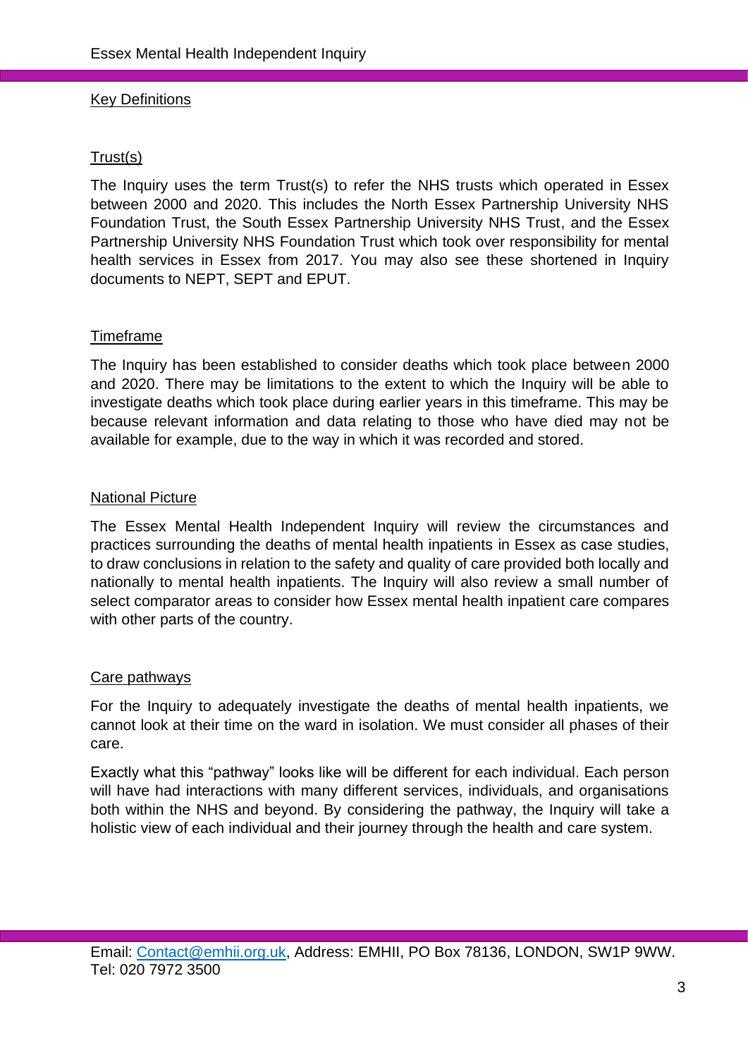## Key Definitions

### Trust(s)

The Inquiry uses the term Trust(s) to refer the NHS trusts which operated in Essex between 2000 and 2020. This includes the North Essex Partnership University NHS Foundation Trust, the South Essex Partnership University NHS Trust, and the Essex Partnership University NHS Foundation Trust which took over responsibility for mental health services in Essex from 2017. You may also see these shortened in Inquiry documents to NEPT, SEPT and EPUT.

### Timeframe

The Inquiry has been established to consider deaths which took place between 2000 and 2020. There may be limitations to the extent to which the Inquiry will be able to investigate deaths which took place during earlier years in this timeframe. This may be because relevant information and data relating to those who have died may not be available for example, due to the way in which it was recorded and stored.

### National Picture

The Essex Mental Health Independent Inquiry will review the circumstances and practices surrounding the deaths of mental health inpatients in Essex as case studies, to draw conclusions in relation to the safety and quality of care provided both locally and nationally to mental health inpatients. The Inquiry will also review a small number of select comparator areas to consider how Essex mental health inpatient care compares with other parts of the country.

### Care pathways

For the Inquiry to adequately investigate the deaths of mental health inpatients, we cannot look at their time on the ward in isolation. We must consider all phases of their care.

Exactly what this "pathway" looks like will be different for each individual. Each person will have had interactions with many different services, individuals, and organisations both within the NHS and beyond. By considering the pathway, the Inquiry will take a holistic view of each individual and their journey through the health and care system.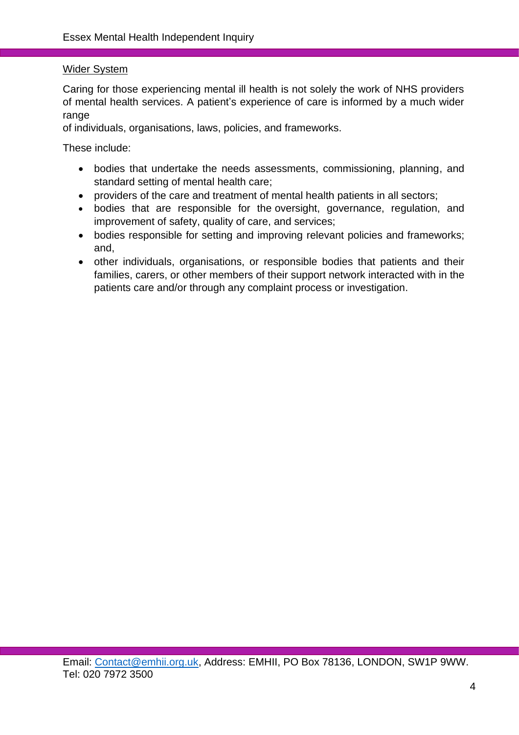<u>Wider System</u>

Caring for those experiencing mental ill health is not solely the work of NHS providers of mental health services. A patient's experience of care is informed by a much wider range of individuals, organisations, laws, policies, and frameworks.

These include:

- bodies that undertake the needs assessments, commissioning, planning, and standard setting of mental health care;
- providers of the care and treatment of mental health patients in all sectors;
- bodies that are responsible for the oversight, governance, regulation, and improvement of safety, quality of care, and services;
- bodies responsible for setting and improving relevant policies and frameworks; and,
- other individuals, organisations, or responsible bodies that patients and their families, carers, or other members of their support network interacted with in the patients care and/or through any complaint process or investigation.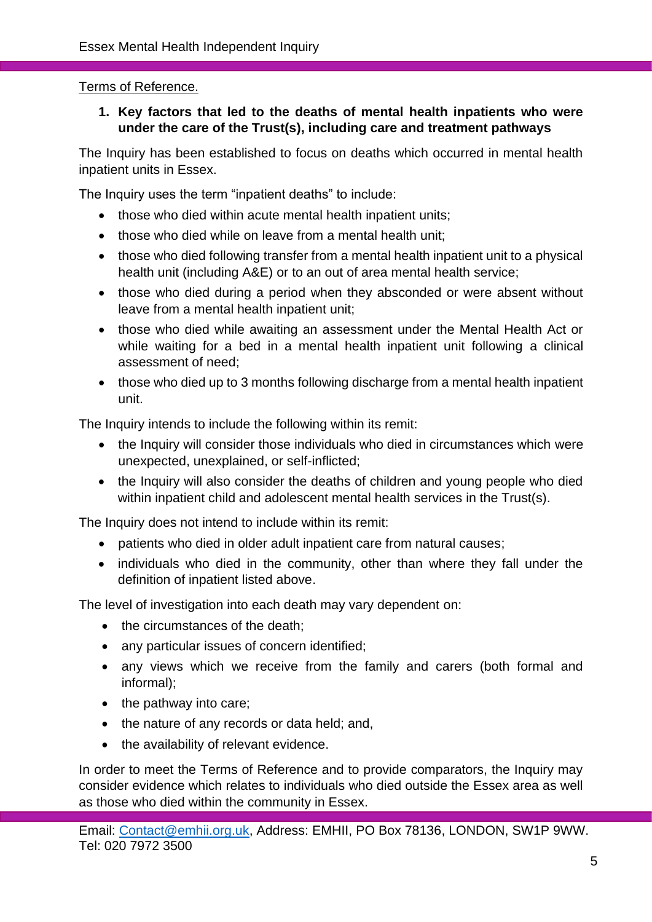Terms of Reference.

1. **Key factors that led to the deaths of mental health inpatients who were under the care of the Trust(s), including care and treatment pathways**

The Inquiry has been established to focus on deaths which occurred in mental health inpatient units in Essex.

The Inquiry uses the term "inpatient deaths" to include:

- those who died within acute mental health inpatient units;
- those who died while on leave from a mental health unit;
- those who died following transfer from a mental health inpatient unit to a physical health unit (including A&E) or to an out of area mental health service;
- those who died during a period when they absconded or were absent without leave from a mental health inpatient unit;
- those who died while awaiting an assessment under the Mental Health Act or while waiting for a bed in a mental health inpatient unit following a clinical assessment of need;
- those who died up to 3 months following discharge from a mental health inpatient unit.

The Inquiry intends to include the following within its remit:

- the Inquiry will consider those individuals who died in circumstances which were unexpected, unexplained, or self-inflicted;
- the Inquiry will also consider the deaths of children and young people who died within inpatient child and adolescent mental health services in the Trust(s).

The Inquiry does not intend to include within its remit:

- patients who died in older adult inpatient care from natural causes;
- individuals who died in the community, other than where they fall under the definition of inpatient listed above.

The level of investigation into each death may vary dependent on:

- the circumstances of the death;
- any particular issues of concern identified;
- any views which we receive from the family and carers (both formal and informal);
- the pathway into care;
- the nature of any records or data held; and,
- the availability of relevant evidence.

In order to meet the Terms of Reference and to provide comparators, the Inquiry may consider evidence which relates to individuals who died outside the Essex area as well as those who died within the community in Essex.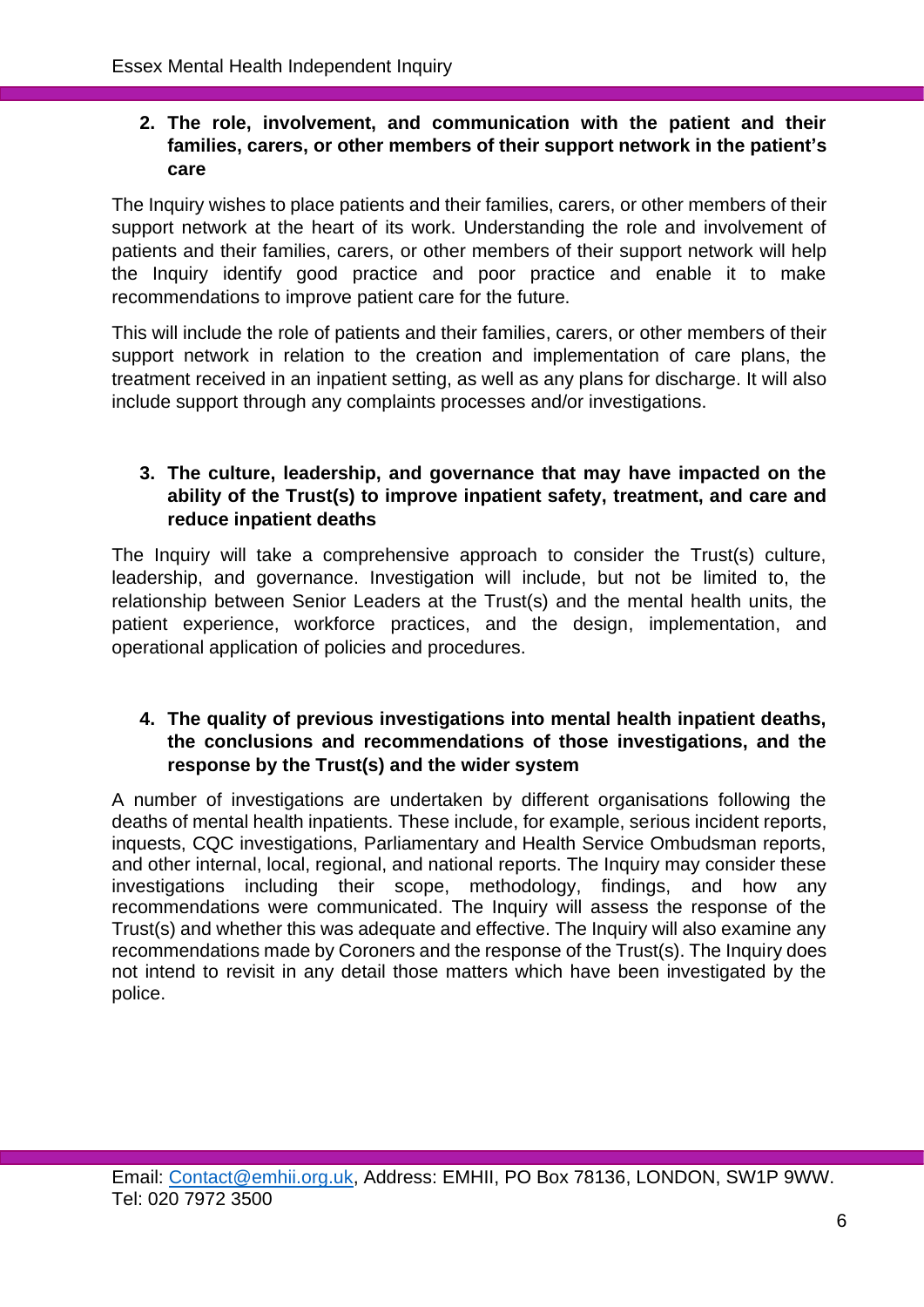**2. The role, involvement, and communication with the patient and their families, carers, or other members of their support network in the patient's care**

The Inquiry wishes to place patients and their families, carers, or other members of their support network at the heart of its work. Understanding the role and involvement of patients and their families, carers, or other members of their support network will help the Inquiry identify good practice and poor practice and enable it to make recommendations to improve patient care for the future.

This will include the role of patients and their families, carers, or other members of their support network in relation to the creation and implementation of care plans, the treatment received in an inpatient setting, as well as any plans for discharge. It will also include support through any complaints processes and/or investigations.

**3. The culture, leadership, and governance that may have impacted on the ability of the Trust(s) to improve inpatient safety, treatment, and care and reduce inpatient deaths**

The Inquiry will take a comprehensive approach to consider the Trust(s) culture, leadership, and governance. Investigation will include, but not be limited to, the relationship between Senior Leaders at the Trust(s) and the mental health units, the patient experience, workforce practices, and the design, implementation, and operational application of policies and procedures.

**4. The quality of previous investigations into mental health inpatient deaths, the conclusions and recommendations of those investigations, and the response by the Trust(s) and the wider system**

A number of investigations are undertaken by different organisations following the deaths of mental health inpatients. These include, for example, serious incident reports, inquests, CQC investigations, Parliamentary and Health Service Ombudsman reports, and other internal, local, regional, and national reports. The Inquiry may consider these investigations including their scope, methodology, findings, and how any recommendations were communicated. The Inquiry will assess the response of the Trust(s) and whether this was adequate and effective. The Inquiry will also examine any recommendations made by Coroners and the response of the Trust(s). The Inquiry does not intend to revisit in any detail those matters which have been investigated by the police.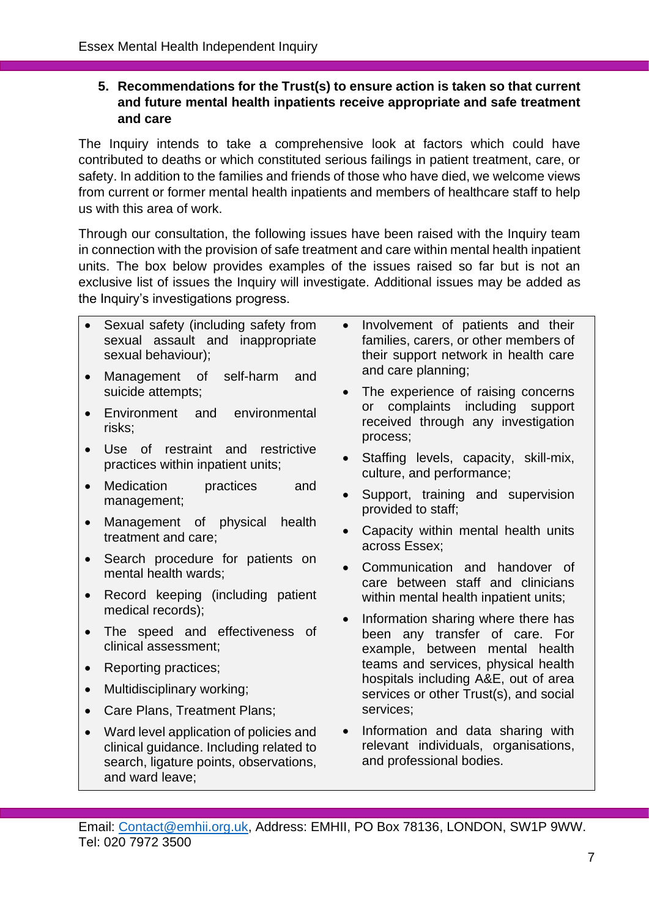## 5. Recommendations for the Trust(s) to ensure action is taken so that current and future mental health inpatients receive appropriate and safe treatment and care

The Inquiry intends to take a comprehensive look at factors which could have contributed to deaths or which constituted serious failings in patient treatment, care, or safety. In addition to the families and friends of those who have died, we welcome views from current or former mental health inpatients and members of healthcare staff to help us with this area of work.

Through our consultation, the following issues have been raised with the Inquiry team in connection with the provision of safe treatment and care within mental health inpatient units. The box below provides examples of the issues raised so far but is not an exclusive list of issues the Inquiry will investigate. Additional issues may be added as the Inquiry's investigations progress.

- Sexual safety (including safety from sexual assault and inappropriate sexual behaviour);
- Management of self-harm and suicide attempts;
- Environment and environmental risks;
- Use of restraint and restrictive practices within inpatient units;
- Medication practices and management;
- Management of physical health treatment and care;
- Search procedure for patients on mental health wards;
- Record keeping (including patient medical records);
- The speed and effectiveness of clinical assessment;
- Reporting practices;
- Multidisciplinary working;
- Care Plans, Treatment Plans;
- Ward level application of policies and clinical guidance. Including related to search, ligature points, observations, and ward leave;
- Involvement of patients and their families, carers, or other members of their support network in health care and care planning;
- The experience of raising concerns or complaints including support received through any investigation process;
- Staffing levels, capacity, skill-mix, culture, and performance;
- Support, training and supervision provided to staff;
- Capacity within mental health units across Essex;
- Communication and handover of care between staff and clinicians within mental health inpatient units;
- Information sharing where there has been any transfer of care. For example, between mental health teams and services, physical health hospitals including A&E, out of area services or other Trust(s), and social services;
- Information and data sharing with relevant individuals, organisations, and professional bodies.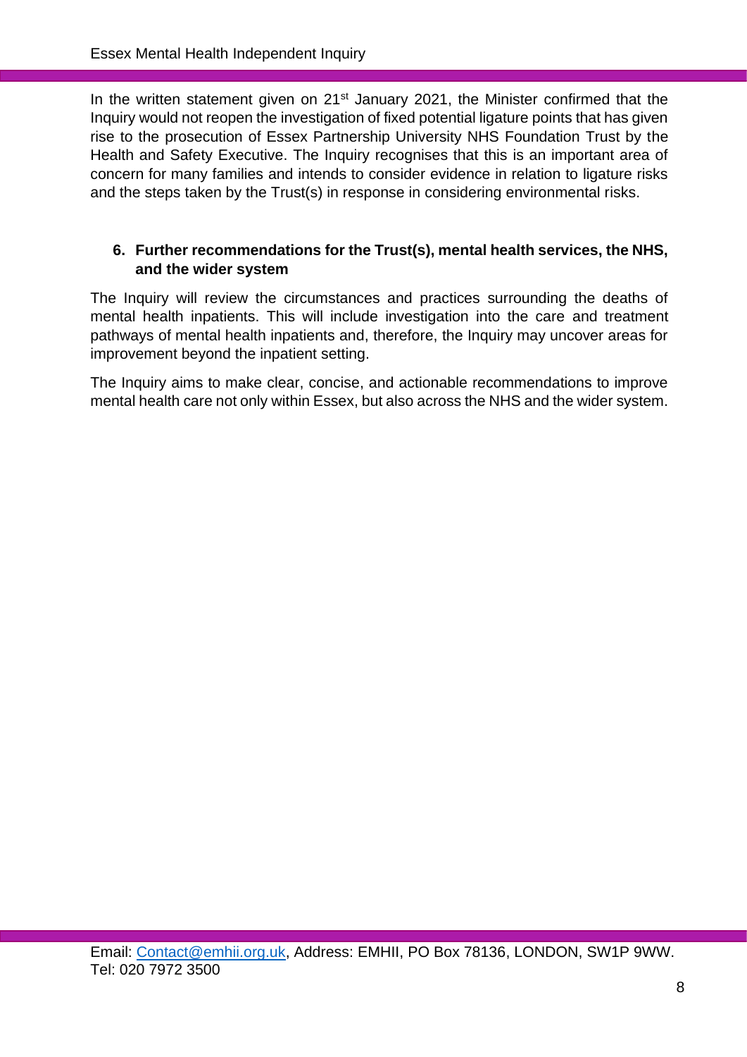In the written statement given on 21st January 2021, the Minister confirmed that the Inquiry would not reopen the investigation of fixed potential ligature points that has given rise to the prosecution of Essex Partnership University NHS Foundation Trust by the Health and Safety Executive. The Inquiry recognises that this is an important area of concern for many families and intends to consider evidence in relation to ligature risks and the steps taken by the Trust(s) in response in considering environmental risks.

## 6. Further recommendations for the Trust(s), mental health services, the NHS, and the wider system

The Inquiry will review the circumstances and practices surrounding the deaths of mental health inpatients. This will include investigation into the care and treatment pathways of mental health inpatients and, therefore, the Inquiry may uncover areas for improvement beyond the inpatient setting.

The Inquiry aims to make clear, concise, and actionable recommendations to improve mental health care not only within Essex, but also across the NHS and the wider system.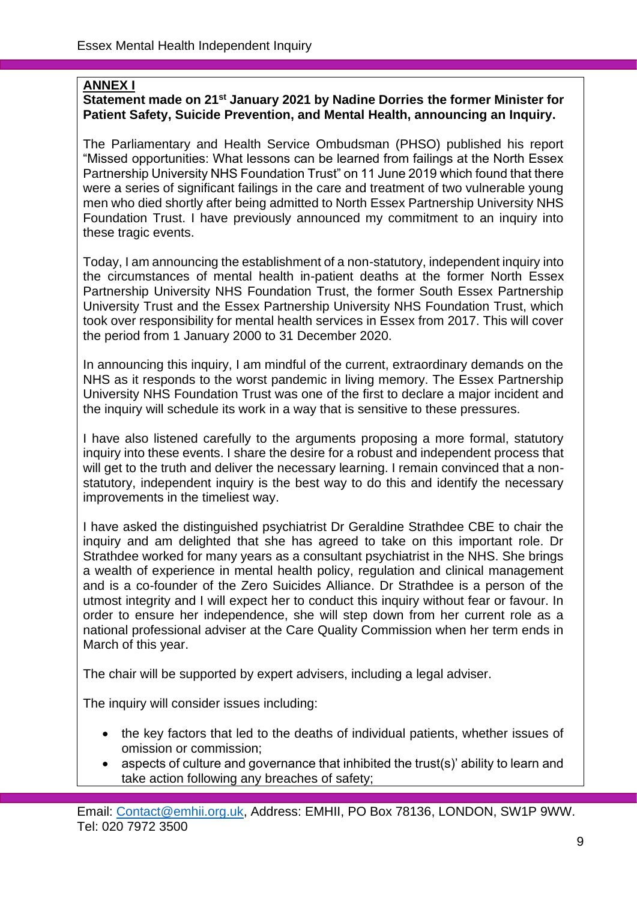**ANNEX I**

**Statement made on 21st January 2021 by Nadine Dorries the former Minister for Patient Safety, Suicide Prevention, and Mental Health, announcing an Inquiry.**

The Parliamentary and Health Service Ombudsman (PHSO) published his report "Missed opportunities: What lessons can be learned from failings at the North Essex Partnership University NHS Foundation Trust" on 11 June 2019 which found that there were a series of significant failings in the care and treatment of two vulnerable young men who died shortly after being admitted to North Essex Partnership University NHS Foundation Trust. I have previously announced my commitment to an inquiry into these tragic events.

Today, I am announcing the establishment of a non-statutory, independent inquiry into the circumstances of mental health in-patient deaths at the former North Essex Partnership University NHS Foundation Trust, the former South Essex Partnership University Trust and the Essex Partnership University NHS Foundation Trust, which took over responsibility for mental health services in Essex from 2017. This will cover the period from 1 January 2000 to 31 December 2020.

In announcing this inquiry, I am mindful of the current, extraordinary demands on the NHS as it responds to the worst pandemic in living memory. The Essex Partnership University NHS Foundation Trust was one of the first to declare a major incident and the inquiry will schedule its work in a way that is sensitive to these pressures.

I have also listened carefully to the arguments proposing a more formal, statutory inquiry into these events. I share the desire for a robust and independent process that will get to the truth and deliver the necessary learning. I remain convinced that a non-statutory, independent inquiry is the best way to do this and identify the necessary improvements in the timeliest way.

I have asked the distinguished psychiatrist Dr Geraldine Strathdee CBE to chair the inquiry and am delighted that she has agreed to take on this important role. Dr Strathdee worked for many years as a consultant psychiatrist in the NHS. She brings a wealth of experience in mental health policy, regulation and clinical management and is a co-founder of the Zero Suicides Alliance. Dr Strathdee is a person of the utmost integrity and I will expect her to conduct this inquiry without fear or favour. In order to ensure her independence, she will step down from her current role as a national professional adviser at the Care Quality Commission when her term ends in March of this year.

The chair will be supported by expert advisers, including a legal adviser.

The inquiry will consider issues including:

- the key factors that led to the deaths of individual patients, whether issues of omission or commission;
- aspects of culture and governance that inhibited the trust(s)' ability to learn and take action following any breaches of safety;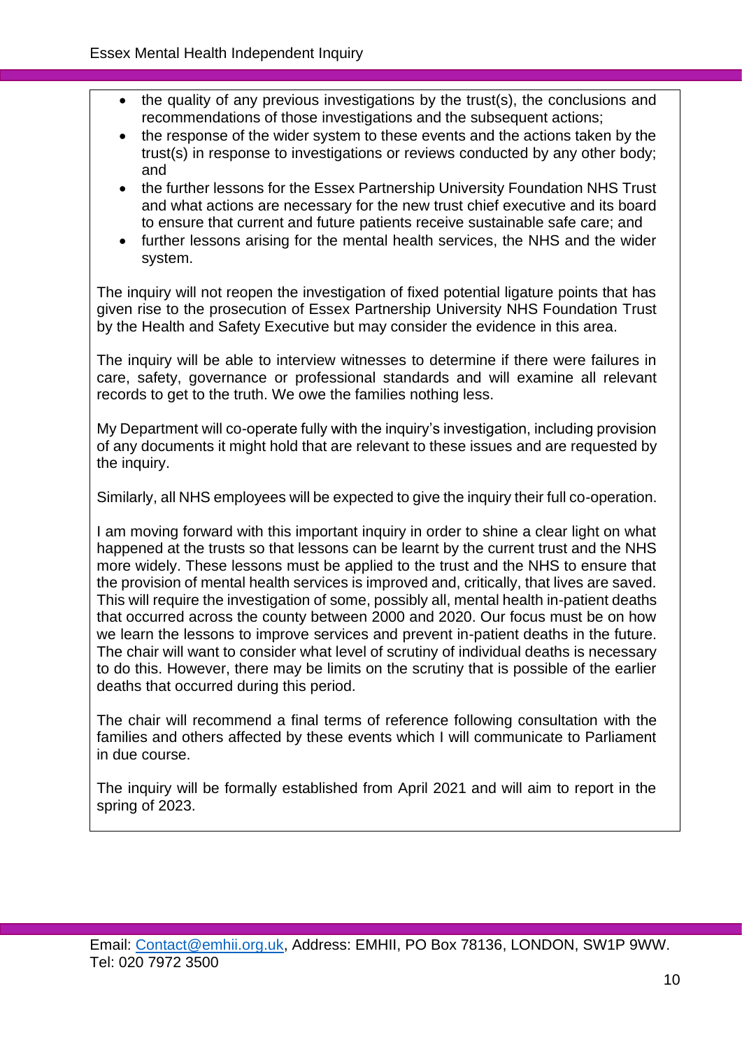- the quality of any previous investigations by the trust(s), the conclusions and recommendations of those investigations and the subsequent actions;
- the response of the wider system to these events and the actions taken by the trust(s) in response to investigations or reviews conducted by any other body; and
- the further lessons for the Essex Partnership University Foundation NHS Trust and what actions are necessary for the new trust chief executive and its board to ensure that current and future patients receive sustainable safe care; and
- further lessons arising for the mental health services, the NHS and the wider system.

The inquiry will not reopen the investigation of fixed potential ligature points that has given rise to the prosecution of Essex Partnership University NHS Foundation Trust by the Health and Safety Executive but may consider the evidence in this area.

The inquiry will be able to interview witnesses to determine if there were failures in care, safety, governance or professional standards and will examine all relevant records to get to the truth. We owe the families nothing less.

My Department will co-operate fully with the inquiry's investigation, including provision of any documents it might hold that are relevant to these issues and are requested by the inquiry.

Similarly, all NHS employees will be expected to give the inquiry their full co-operation.

I am moving forward with this important inquiry in order to shine a clear light on what happened at the trusts so that lessons can be learnt by the current trust and the NHS more widely. These lessons must be applied to the trust and the NHS to ensure that the provision of mental health services is improved and, critically, that lives are saved. This will require the investigation of some, possibly all, mental health in-patient deaths that occurred across the county between 2000 and 2020. Our focus must be on how we learn the lessons to improve services and prevent in-patient deaths in the future. The chair will want to consider what level of scrutiny of individual deaths is necessary to do this. However, there may be limits on the scrutiny that is possible of the earlier deaths that occurred during this period.

The chair will recommend a final terms of reference following consultation with the families and others affected by these events which I will communicate to Parliament in due course.

The inquiry will be formally established from April 2021 and will aim to report in the spring of 2023.